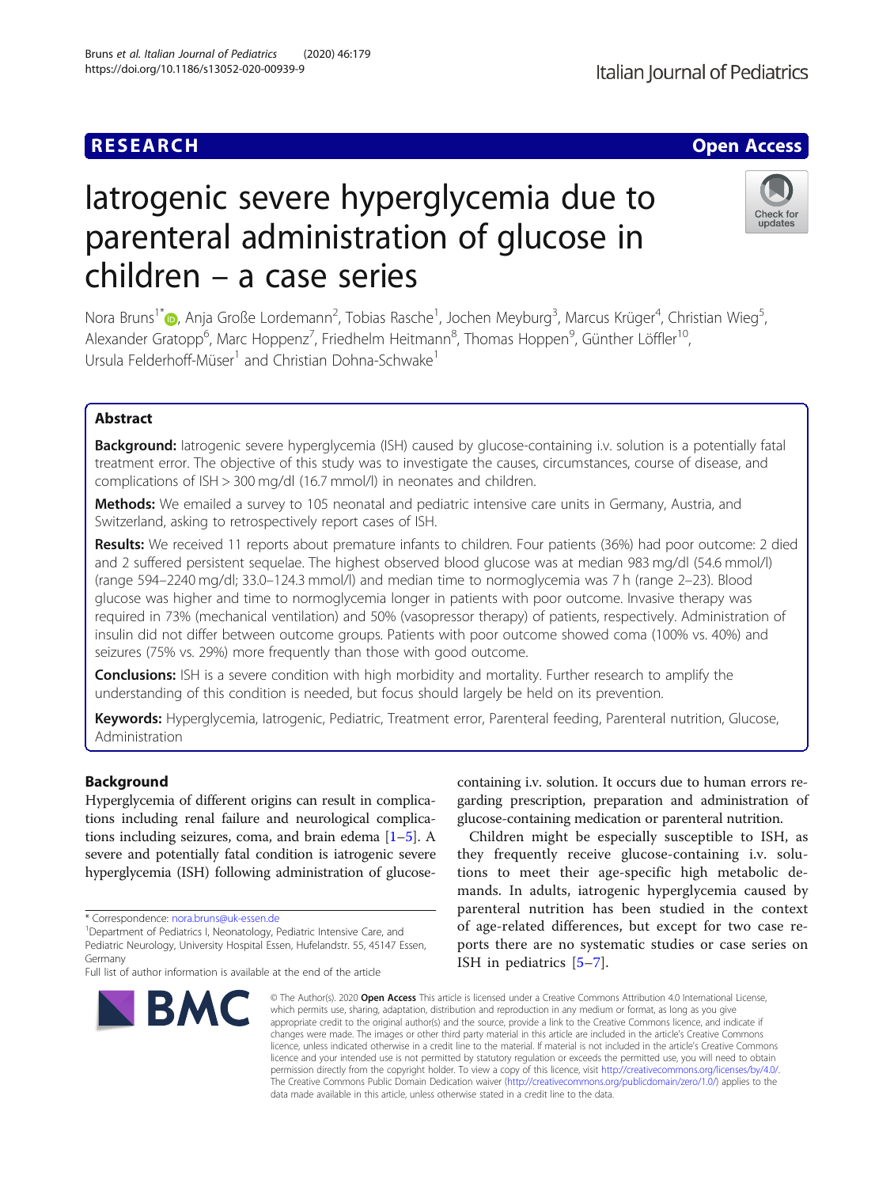RESEARCH

Open Access

# Iatrogenic severe hyperglycemia due to parenteral administration of glucose in children – a case series

Nora Bruns[1*], Anja Große Lordemann[2], Tobias Rasche[1], Jochen Meyburg[3], Marcus Krüger[4], Christian Wieg[5], Alexander Gratopp[6], Marc Hoppenz[7], Friedhelm Heitmann[8], Thomas Hoppen[9], Günther Löffler[10], Ursula Felderhoff-Müser[1] and Christian Dohna-Schwake[1]

## Abstract

**Background:** Iatrogenic severe hyperglycemia (ISH) caused by glucose-containing i.v. solution is a potentially fatal treatment error. The objective of this study was to investigate the causes, circumstances, course of disease, and complications of ISH > 300 mg/dl (16.7 mmol/l) in neonates and children.

**Methods:** We emailed a survey to 105 neonatal and pediatric intensive care units in Germany, Austria, and Switzerland, asking to retrospectively report cases of ISH.

**Results:** We received 11 reports about premature infants to children. Four patients (36%) had poor outcome: 2 died and 2 suffered persistent sequelae. The highest observed blood glucose was at median 983 mg/dl (54.6 mmol/l) (range 594–2240 mg/dl; 33.0–124.3 mmol/l) and median time to normoglycemia was 7 h (range 2–23). Blood glucose was higher and time to normoglycemia longer in patients with poor outcome. Invasive therapy was required in 73% (mechanical ventilation) and 50% (vasopressor therapy) of patients, respectively. Administration of insulin did not differ between outcome groups. Patients with poor outcome showed coma (100% vs. 40%) and seizures (75% vs. 29%) more frequently than those with good outcome.

**Conclusions:** ISH is a severe condition with high morbidity and mortality. Further research to amplify the understanding of this condition is needed, but focus should largely be held on its prevention.

**Keywords:** Hyperglycemia, Iatrogenic, Pediatric, Treatment error, Parenteral feeding, Parenteral nutrition, Glucose, Administration

## Background

Hyperglycemia of different origins can result in complications including renal failure and neurological complications including seizures, coma, and brain edema [1–5]. A severe and potentially fatal condition is iatrogenic severe hyperglycemia (ISH) following administration of glucose-containing i.v. solution. It occurs due to human errors regarding prescription, preparation and administration of glucose-containing medication or parenteral nutrition.

Children might be especially susceptible to ISH, as they frequently receive glucose-containing i.v. solutions to meet their age-specific high metabolic demands. In adults, iatrogenic hyperglycemia caused by parenteral nutrition has been studied in the context of age-related differences, but except for two case reports there are no systematic studies or case series on ISH in pediatrics [5–7].

* Correspondence: nora.bruns@uk-essen.de
[1]Department of Pediatrics I, Neonatology, Pediatric Intensive Care, and Pediatric Neurology, University Hospital Essen, Hufelandstr. 55, 45147 Essen, Germany
Full list of author information is available at the end of the article

© The Author(s). 2020 **Open Access** This article is licensed under a Creative Commons Attribution 4.0 International License, which permits use, sharing, adaptation, distribution and reproduction in any medium or format, as long as you give appropriate credit to the original author(s) and the source, provide a link to the Creative Commons licence, and indicate if changes were made. The images or other third party material in this article are included in the article's Creative Commons licence, unless indicated otherwise in a credit line to the material. If material is not included in the article's Creative Commons licence and your intended use is not permitted by statutory regulation or exceeds the permitted use, you will need to obtain permission directly from the copyright holder. To view a copy of this licence, visit http://creativecommons.org/licenses/by/4.0/. The Creative Commons Public Domain Dedication waiver (http://creativecommons.org/publicdomain/zero/1.0/) applies to the data made available in this article, unless otherwise stated in a credit line to the data.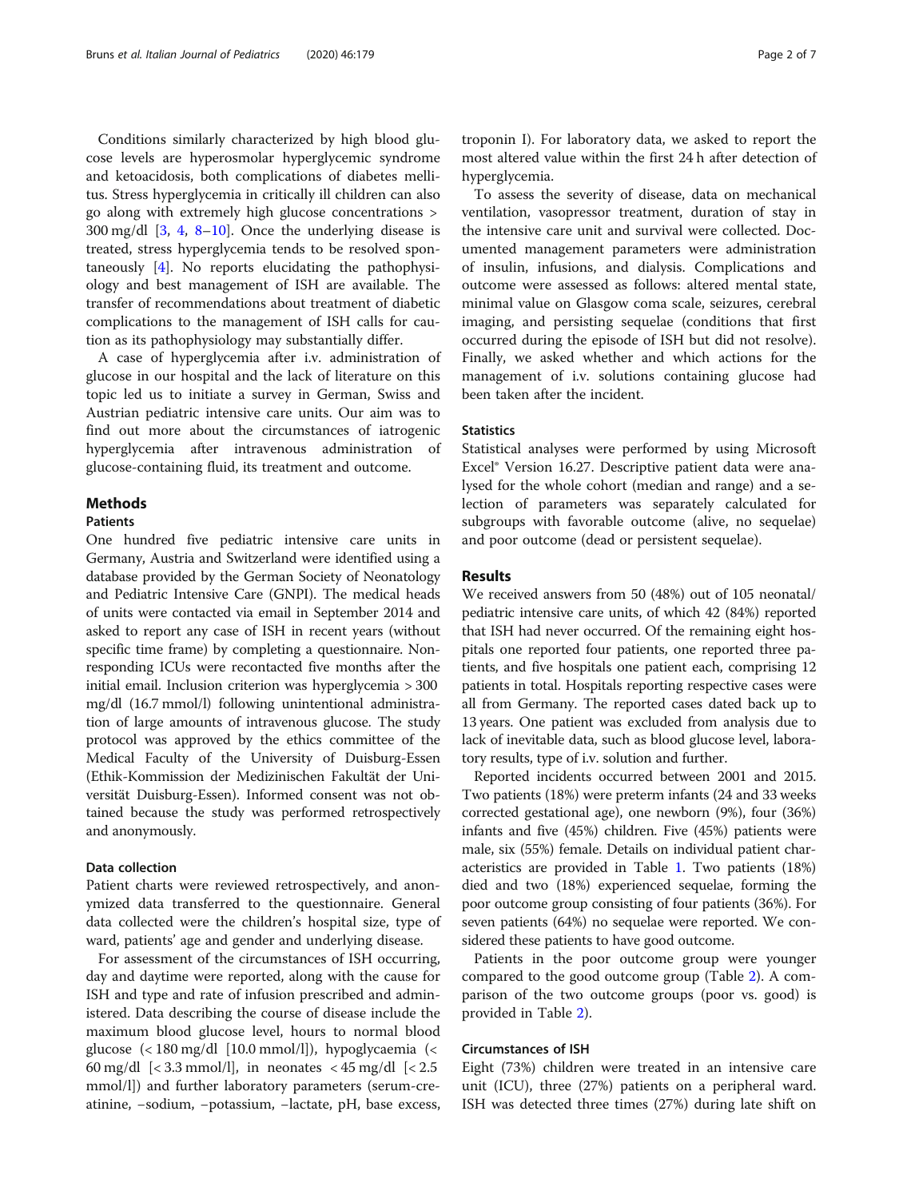Conditions similarly characterized by high blood glucose levels are hyperosmolar hyperglycemic syndrome and ketoacidosis, both complications of diabetes mellitus. Stress hyperglycemia in critically ill children can also go along with extremely high glucose concentrations > 300 mg/dl [3, 4, 8–10]. Once the underlying disease is treated, stress hyperglycemia tends to be resolved spontaneously [4]. No reports elucidating the pathophysiology and best management of ISH are available. The transfer of recommendations about treatment of diabetic complications to the management of ISH calls for caution as its pathophysiology may substantially differ.

A case of hyperglycemia after i.v. administration of glucose in our hospital and the lack of literature on this topic led us to initiate a survey in German, Swiss and Austrian pediatric intensive care units. Our aim was to find out more about the circumstances of iatrogenic hyperglycemia after intravenous administration of glucose-containing fluid, its treatment and outcome.

## Methods

### Patients

One hundred five pediatric intensive care units in Germany, Austria and Switzerland were identified using a database provided by the German Society of Neonatology and Pediatric Intensive Care (GNPI). The medical heads of units were contacted via email in September 2014 and asked to report any case of ISH in recent years (without specific time frame) by completing a questionnaire. Non-responding ICUs were recontacted five months after the initial email. Inclusion criterion was hyperglycemia > 300 mg/dl (16.7 mmol/l) following unintentional administration of large amounts of intravenous glucose. The study protocol was approved by the ethics committee of the Medical Faculty of the University of Duisburg-Essen (Ethik-Kommission der Medizinischen Fakultät der Universität Duisburg-Essen). Informed consent was not obtained because the study was performed retrospectively and anonymously.

### Data collection

Patient charts were reviewed retrospectively, and anonymized data transferred to the questionnaire. General data collected were the children's hospital size, type of ward, patients' age and gender and underlying disease.

For assessment of the circumstances of ISH occurring, day and daytime were reported, along with the cause for ISH and type and rate of infusion prescribed and administered. Data describing the course of disease include the maximum blood glucose level, hours to normal blood glucose (< 180 mg/dl [10.0 mmol/l]), hypoglycaemia (< 60 mg/dl [< 3.3 mmol/l], in neonates < 45 mg/dl [< 2.5 mmol/l]) and further laboratory parameters (serum-creatinine, −sodium, −potassium, −lactate, pH, base excess, troponin I). For laboratory data, we asked to report the most altered value within the first 24 h after detection of hyperglycemia.

To assess the severity of disease, data on mechanical ventilation, vasopressor treatment, duration of stay in the intensive care unit and survival were collected. Documented management parameters were administration of insulin, infusions, and dialysis. Complications and outcome were assessed as follows: altered mental state, minimal value on Glasgow coma scale, seizures, cerebral imaging, and persisting sequelae (conditions that first occurred during the episode of ISH but did not resolve). Finally, we asked whether and which actions for the management of i.v. solutions containing glucose had been taken after the incident.

### Statistics

Statistical analyses were performed by using Microsoft Excel® Version 16.27. Descriptive patient data were analysed for the whole cohort (median and range) and a selection of parameters was separately calculated for subgroups with favorable outcome (alive, no sequelae) and poor outcome (dead or persistent sequelae).

## Results

We received answers from 50 (48%) out of 105 neonatal/pediatric intensive care units, of which 42 (84%) reported that ISH had never occurred. Of the remaining eight hospitals one reported four patients, one reported three patients, and five hospitals one patient each, comprising 12 patients in total. Hospitals reporting respective cases were all from Germany. The reported cases dated back up to 13 years. One patient was excluded from analysis due to lack of inevitable data, such as blood glucose level, laboratory results, type of i.v. solution and further.

Reported incidents occurred between 2001 and 2015. Two patients (18%) were preterm infants (24 and 33 weeks corrected gestational age), one newborn (9%), four (36%) infants and five (45%) children. Five (45%) patients were male, six (55%) female. Details on individual patient characteristics are provided in Table 1. Two patients (18%) died and two (18%) experienced sequelae, forming the poor outcome group consisting of four patients (36%). For seven patients (64%) no sequelae were reported. We considered these patients to have good outcome.

Patients in the poor outcome group were younger compared to the good outcome group (Table 2). A comparison of the two outcome groups (poor vs. good) is provided in Table 2).

### Circumstances of ISH

Eight (73%) children were treated in an intensive care unit (ICU), three (27%) patients on a peripheral ward. ISH was detected three times (27%) during late shift on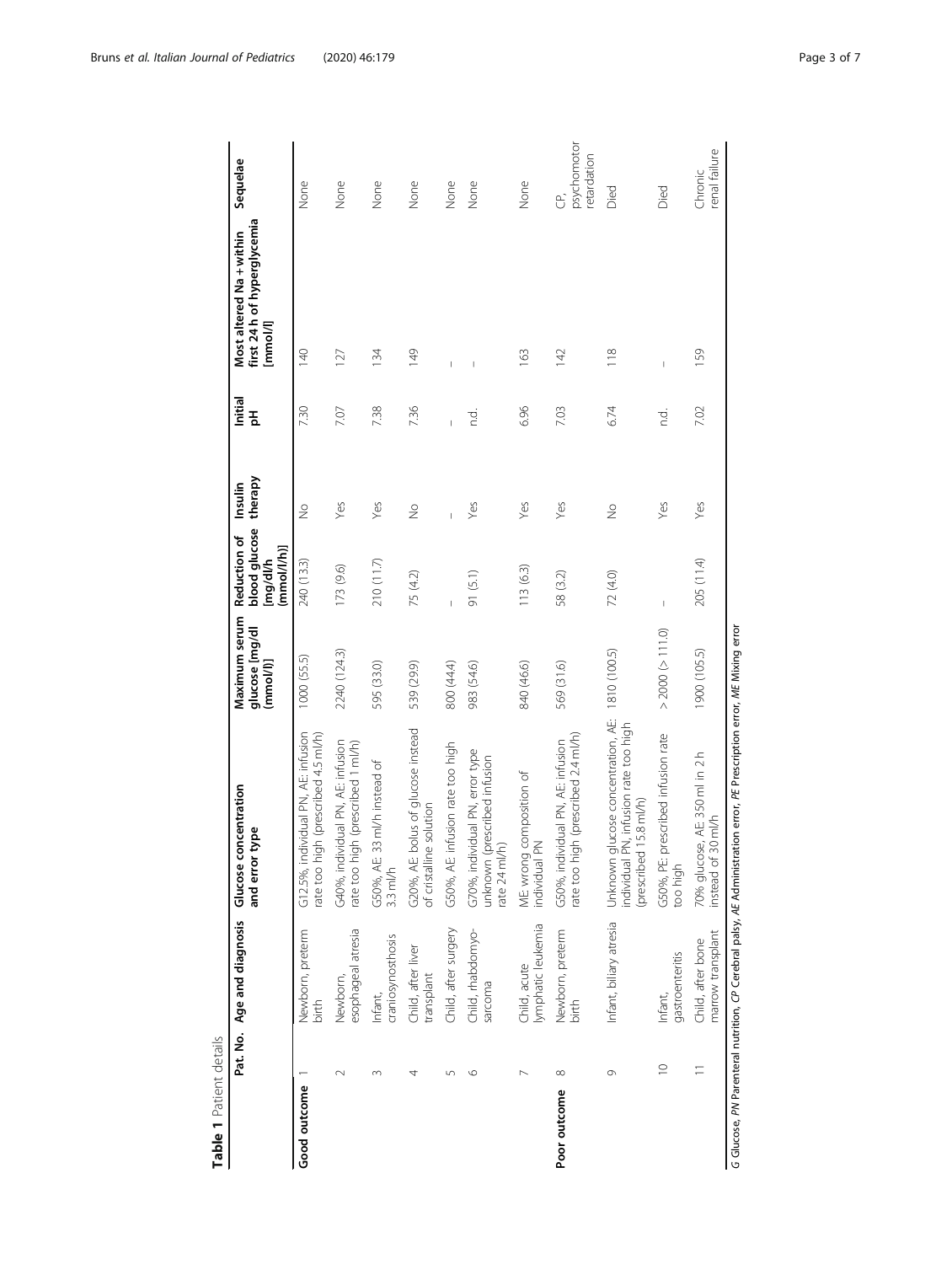**Table 1** Patient details

| | Pat. No. | Age and diagnosis | Glucose concentration and error type | Maximum serum glucose [mg/dl (mmol/l)] | Reduction of blood glucose [mg/dl/h (mmol/l/h)] | Insulin therapy | Initial pH | Most altered Na + within first 24 h of hyperglycemia [mmol/l] | Sequelae |
|---|---|---|---|---|---|---|---|---|---|
| **Good outcome** | 1 | Newborn, preterm birth | G12.5%, individual PN, AE: infusion rate too high (prescribed 4.5 ml/h) | 1000 (55.5) | 240 (13.3) | No | 7.30 | 140 | None |
| | 2 | Newborn, esophageal atresia | G40%, individual PN, AE: infusion rate too high (prescribed 1 ml/h) | 2240 (124.3) | 173 (9.6) | Yes | 7.07 | 127 | None |
| | 3 | Infant, craniosynostosis | G50%, AE: 33 ml/h instead of 3.3 ml/h | 595 (33.0) | 210 (11.7) | Yes | 7.38 | 134 | None |
| | 4 | Child, after liver transplant | G20%, AE: bolus of glucose instead of cristalline solution | 539 (29.9) | 75 (4.2) | No | 7.36 | 149 | None |
| | 5 | Child, after surgery | G50%, AE: infusion rate too high | 800 (44.4) | – | – | – | – | None |
| | 6 | Child, rhabdomyosarcoma | G70%, individual PN, error type unknown (prescribed infusion rate 24 ml/h) | 983 (54.6) | 91 (5.1) | Yes | n.d. | – | None |
| | 7 | Child, acute lymphatic leukemia | ME: wrong composition of individual PN | 840 (46.6) | 113 (6.3) | Yes | 6.96 | 163 | None |
| **Poor outcome** | 8 | Newborn, preterm birth | G50%, individual PN, AE: infusion rate too high (prescribed 2.4 ml/h) | 569 (31.6) | 58 (3.2) | Yes | 7.03 | 142 | CP, psychomotor retardation |
| | 9 | Infant, biliary atresia | Unknown glucose concentration, AE: individual PN, infusion rate too high (prescribed 15.8 ml/h) | 1810 (100.5) | 72 (4.0) | No | 6.74 | 118 | Died |
| | 10 | Infant, gastroenteritis | G50%, PE: prescribed infusion rate too high | > 2000 (> 111.0) | – | Yes | n.d. | – | Died |
| | 11 | Child, after bone marrow transplant | 70% glucose, AE: 350 ml in 2 h instead of 30 ml/h | 1900 (105.5) | 205 (11.4) | Yes | 7.02 | 159 | Chronic renal failure |

*G* Glucose, *PN* Parenteral nutrition, *CP* Cerebral palsy, *AE* Administration error, *PE* Prescription error, *ME* Mixing error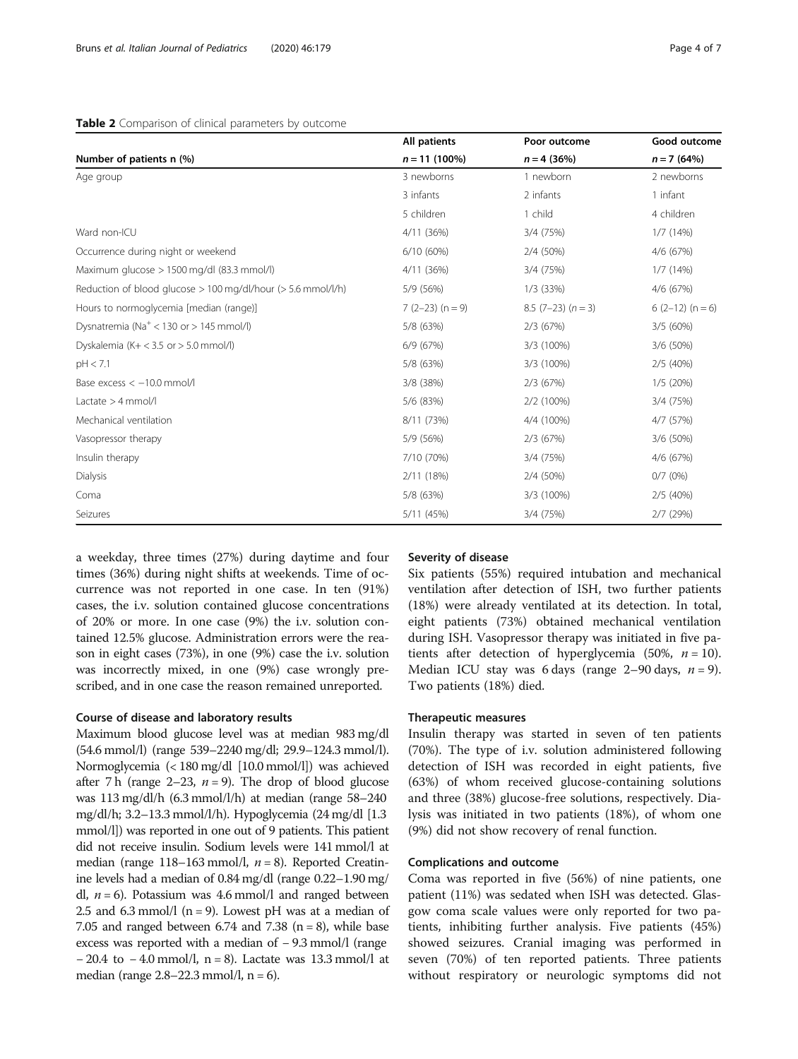**Table 2** Comparison of clinical parameters by outcome

| Number of patients n (%) | All patients $n = 11$ (100%) | Poor outcome $n = 4$ (36%) | Good outcome $n = 7$ (64%) |
|---|---|---|---|
| Age group | 3 newborns | 1 newborn | 2 newborns |
| | 3 infants | 2 infants | 1 infant |
| | 5 children | 1 child | 4 children |
| Ward non-ICU | 4/11 (36%) | 3/4 (75%) | 1/7 (14%) |
| Occurrence during night or weekend | 6/10 (60%) | 2/4 (50%) | 4/6 (67%) |
| Maximum glucose > 1500 mg/dl (83.3 mmol/l) | 4/11 (36%) | 3/4 (75%) | 1/7 (14%) |
| Reduction of blood glucose > 100 mg/dl/hour (> 5.6 mmol/l/h) | 5/9 (56%) | 1/3 (33%) | 4/6 (67%) |
| Hours to normoglycemia [median (range)] | 7 (2–23) ($n = 9$) | 8.5 (7–23) ($n = 3$) | 6 (2–12) ($n = 6$) |
| Dysnatremia ($Na^+ < 130$ or > 145 mmol/l) | 5/8 (63%) | 2/3 (67%) | 3/5 (60%) |
| Dyskalemia ($K+ < 3.5$ or > 5.0 mmol/l) | 6/9 (67%) | 3/3 (100%) | 3/6 (50%) |
| pH < 7.1 | 5/8 (63%) | 3/3 (100%) | 2/5 (40%) |
| Base excess < −10.0 mmol/l | 3/8 (38%) | 2/3 (67%) | 1/5 (20%) |
| Lactate > 4 mmol/l | 5/6 (83%) | 2/2 (100%) | 3/4 (75%) |
| Mechanical ventilation | 8/11 (73%) | 4/4 (100%) | 4/7 (57%) |
| Vasopressor therapy | 5/9 (56%) | 2/3 (67%) | 3/6 (50%) |
| Insulin therapy | 7/10 (70%) | 3/4 (75%) | 4/6 (67%) |
| Dialysis | 2/11 (18%) | 2/4 (50%) | 0/7 (0%) |
| Coma | 5/8 (63%) | 3/3 (100%) | 2/5 (40%) |
| Seizures | 5/11 (45%) | 3/4 (75%) | 2/7 (29%) |

a weekday, three times (27%) during daytime and four times (36%) during night shifts at weekends. Time of occurrence was not reported in one case. In ten (91%) cases, the i.v. solution contained glucose concentrations of 20% or more. In one case (9%) the i.v. solution contained 12.5% glucose. Administration errors were the reason in eight cases (73%), in one (9%) case the i.v. solution was incorrectly mixed, in one (9%) case wrongly prescribed, and in one case the reason remained unreported.

### Course of disease and laboratory results

Maximum blood glucose level was at median 983 mg/dl (54.6 mmol/l) (range 539–2240 mg/dl; 29.9–124.3 mmol/l). Normoglycemia (< 180 mg/dl [10.0 mmol/l]) was achieved after 7 h (range 2–23, $n = 9$). The drop of blood glucose was 113 mg/dl/h (6.3 mmol/l/h) at median (range 58–240 mg/dl/h; 3.2–13.3 mmol/l/h). Hypoglycemia (24 mg/dl [1.3 mmol/l]) was reported in one out of 9 patients. This patient did not receive insulin. Sodium levels were 141 mmol/l at median (range 118–163 mmol/l, $n = 8$). Reported Creatinine levels had a median of 0.84 mg/dl (range 0.22–1.90 mg/dl, $n = 6$). Potassium was 4.6 mmol/l and ranged between 2.5 and 6.3 mmol/l (n = 9). Lowest pH was at a median of 7.05 and ranged between 6.74 and 7.38 (n = 8), while base excess was reported with a median of − 9.3 mmol/l (range − 20.4 to − 4.0 mmol/l, n = 8). Lactate was 13.3 mmol/l at median (range 2.8–22.3 mmol/l, n = 6).

### Severity of disease

Six patients (55%) required intubation and mechanical ventilation after detection of ISH, two further patients (18%) were already ventilated at its detection. In total, eight patients (73%) obtained mechanical ventilation during ISH. Vasopressor therapy was initiated in five patients after detection of hyperglycemia (50%, $n = 10$). Median ICU stay was 6 days (range 2–90 days, $n = 9$). Two patients (18%) died.

### Therapeutic measures

Insulin therapy was started in seven of ten patients (70%). The type of i.v. solution administered following detection of ISH was recorded in eight patients, five (63%) of whom received glucose-containing solutions and three (38%) glucose-free solutions, respectively. Dialysis was initiated in two patients (18%), of whom one (9%) did not show recovery of renal function.

### Complications and outcome

Coma was reported in five (56%) of nine patients, one patient (11%) was sedated when ISH was detected. Glasgow coma scale values were only reported for two patients, inhibiting further analysis. Five patients (45%) showed seizures. Cranial imaging was performed in seven (70%) of ten reported patients. Three patients without respiratory or neurologic symptoms did not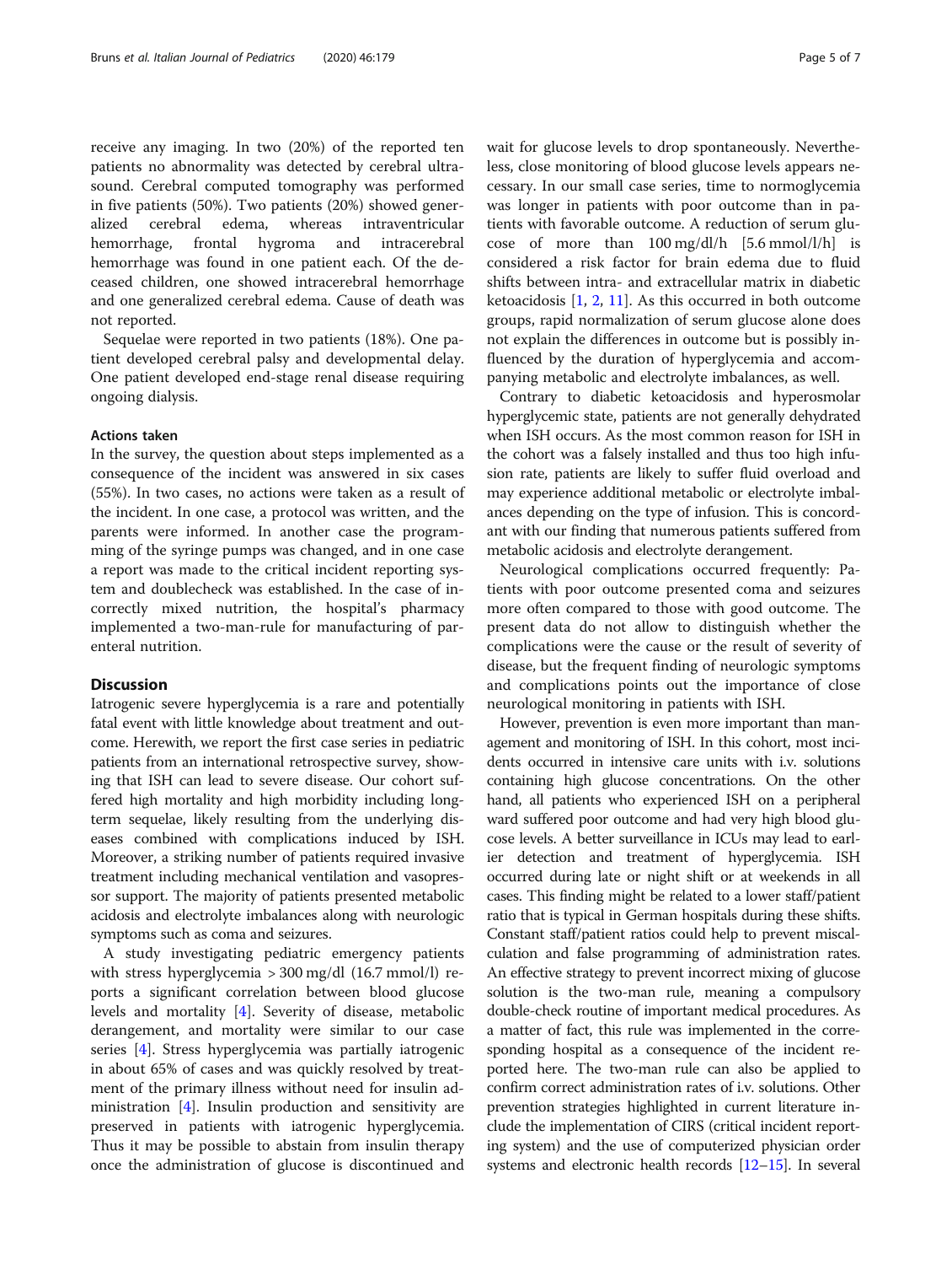receive any imaging. In two (20%) of the reported ten patients no abnormality was detected by cerebral ultrasound. Cerebral computed tomography was performed in five patients (50%). Two patients (20%) showed generalized cerebral edema, whereas intraventricular hemorrhage, frontal hygroma and intracerebral hemorrhage was found in one patient each. Of the deceased children, one showed intracerebral hemorrhage and one generalized cerebral edema. Cause of death was not reported.

Sequelae were reported in two patients (18%). One patient developed cerebral palsy and developmental delay. One patient developed end-stage renal disease requiring ongoing dialysis.

### Actions taken

In the survey, the question about steps implemented as a consequence of the incident was answered in six cases (55%). In two cases, no actions were taken as a result of the incident. In one case, a protocol was written, and the parents were informed. In another case the programming of the syringe pumps was changed, and in one case a report was made to the critical incident reporting system and doublecheck was established. In the case of incorrectly mixed nutrition, the hospital's pharmacy implemented a two-man-rule for manufacturing of parenteral nutrition.

## Discussion

Iatrogenic severe hyperglycemia is a rare and potentially fatal event with little knowledge about treatment and outcome. Herewith, we report the first case series in pediatric patients from an international retrospective survey, showing that ISH can lead to severe disease. Our cohort suffered high mortality and high morbidity including long-term sequelae, likely resulting from the underlying diseases combined with complications induced by ISH. Moreover, a striking number of patients required invasive treatment including mechanical ventilation and vasopressor support. The majority of patients presented metabolic acidosis and electrolyte imbalances along with neurologic symptoms such as coma and seizures.

A study investigating pediatric emergency patients with stress hyperglycemia > 300 mg/dl (16.7 mmol/l) reports a significant correlation between blood glucose levels and mortality [4]. Severity of disease, metabolic derangement, and mortality were similar to our case series [4]. Stress hyperglycemia was partially iatrogenic in about 65% of cases and was quickly resolved by treatment of the primary illness without need for insulin administration [4]. Insulin production and sensitivity are preserved in patients with iatrogenic hyperglycemia. Thus it may be possible to abstain from insulin therapy once the administration of glucose is discontinued and wait for glucose levels to drop spontaneously. Nevertheless, close monitoring of blood glucose levels appears necessary. In our small case series, time to normoglycemia was longer in patients with poor outcome than in patients with favorable outcome. A reduction of serum glucose of more than 100 mg/dl/h [5.6 mmol/l/h] is considered a risk factor for brain edema due to fluid shifts between intra- and extracellular matrix in diabetic ketoacidosis [1, 2, 11]. As this occurred in both outcome groups, rapid normalization of serum glucose alone does not explain the differences in outcome but is possibly influenced by the duration of hyperglycemia and accompanying metabolic and electrolyte imbalances, as well.

Contrary to diabetic ketoacidosis and hyperosmolar hyperglycemic state, patients are not generally dehydrated when ISH occurs. As the most common reason for ISH in the cohort was a falsely installed and thus too high infusion rate, patients are likely to suffer fluid overload and may experience additional metabolic or electrolyte imbalances depending on the type of infusion. This is concordant with our finding that numerous patients suffered from metabolic acidosis and electrolyte derangement.

Neurological complications occurred frequently: Patients with poor outcome presented coma and seizures more often compared to those with good outcome. The present data do not allow to distinguish whether the complications were the cause or the result of severity of disease, but the frequent finding of neurologic symptoms and complications points out the importance of close neurological monitoring in patients with ISH.

However, prevention is even more important than management and monitoring of ISH. In this cohort, most incidents occurred in intensive care units with i.v. solutions containing high glucose concentrations. On the other hand, all patients who experienced ISH on a peripheral ward suffered poor outcome and had very high blood glucose levels. A better surveillance in ICUs may lead to earlier detection and treatment of hyperglycemia. ISH occurred during late or night shift or at weekends in all cases. This finding might be related to a lower staff/patient ratio that is typical in German hospitals during these shifts. Constant staff/patient ratios could help to prevent miscalculation and false programming of administration rates. An effective strategy to prevent incorrect mixing of glucose solution is the two-man rule, meaning a compulsory double-check routine of important medical procedures. As a matter of fact, this rule was implemented in the corresponding hospital as a consequence of the incident reported here. The two-man rule can also be applied to confirm correct administration rates of i.v. solutions. Other prevention strategies highlighted in current literature include the implementation of CIRS (critical incident reporting system) and the use of computerized physician order systems and electronic health records [12–15]. In several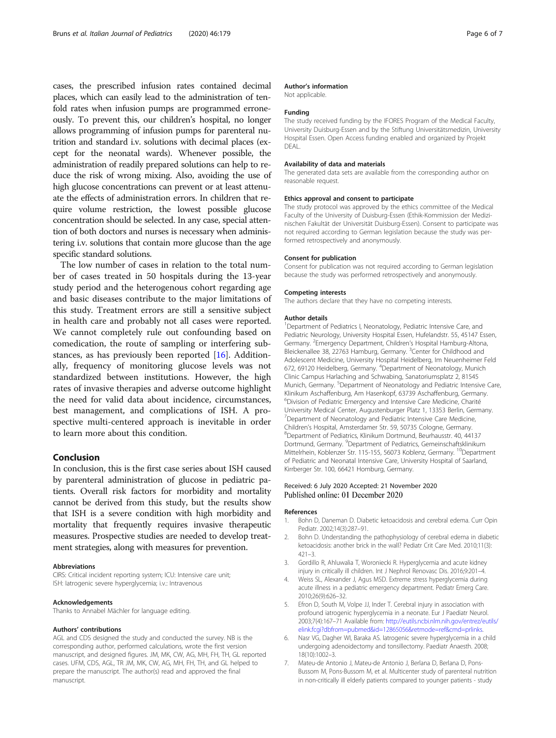cases, the prescribed infusion rates contained decimal places, which can easily lead to the administration of tenfold rates when infusion pumps are programmed erroneously. To prevent this, our children's hospital, no longer allows programming of infusion pumps for parenteral nutrition and standard i.v. solutions with decimal places (except for the neonatal wards). Whenever possible, the administration of readily prepared solutions can help to reduce the risk of wrong mixing. Also, avoiding the use of high glucose concentrations can prevent or at least attenuate the effects of administration errors. In children that require volume restriction, the lowest possible glucose concentration should be selected. In any case, special attention of both doctors and nurses is necessary when administering i.v. solutions that contain more glucose than the age specific standard solutions.

The low number of cases in relation to the total number of cases treated in 50 hospitals during the 13-year study period and the heterogenous cohort regarding age and basic diseases contribute to the major limitations of this study. Treatment errors are still a sensitive subject in health care and probably not all cases were reported. We cannot completely rule out confounding based on comedication, the route of sampling or interfering substances, as has previously been reported [16]. Additionally, frequency of monitoring glucose levels was not standardized between institutions. However, the high rates of invasive therapies and adverse outcome highlight the need for valid data about incidence, circumstances, best management, and complications of ISH. A prospective multi-centered approach is inevitable in order to learn more about this condition.

## Conclusion

In conclusion, this is the first case series about ISH caused by parenteral administration of glucose in pediatric patients. Overall risk factors for morbidity and mortality cannot be derived from this study, but the results show that ISH is a severe condition with high morbidity and mortality that frequently requires invasive therapeutic measures. Prospective studies are needed to develop treatment strategies, along with measures for prevention.

#### Abbreviations

CIRS: Critical incident reporting system; ICU: Intensive care unit; ISH: Iatrogenic severe hyperglycemia; i.v.: Intravenous

#### Acknowledgements

Thanks to Annabel Mächler for language editing.

#### Authors' contributions

AGL and CDS designed the study and conducted the survey. NB is the corresponding author, performed calculations, wrote the first version manuscript, and designed figures. JM, MK, CW, AG, MH, FH, TH, GL reported cases. UFM, CDS, AGL, TR JM, MK, CW, AG, MH, FH, TH, and GL helped to prepare the manuscript. The author(s) read and approved the final manuscript.

#### Author's information

Not applicable.

#### Funding

The study received funding by the IFORES Program of the Medical Faculty, University Duisburg-Essen and by the Stiftung Universitätsmedizin, University Hospital Essen. Open Access funding enabled and organized by Projekt DEAL.

#### Availability of data and materials

The generated data sets are available from the corresponding author on reasonable request.

#### Ethics approval and consent to participate

The study protocol was approved by the ethics committee of the Medical Faculty of the University of Duisburg-Essen (Ethik-Kommission der Medizinischen Fakultät der Universität Duisburg-Essen). Consent to participate was not required according to German legislation because the study was performed retrospectively and anonymously.

#### Consent for publication

Consent for publication was not required according to German legislation because the study was performed retrospectively and anonymously.

#### Competing interests

The authors declare that they have no competing interests.

#### Author details

[1]Department of Pediatrics I, Neonatology, Pediatric Intensive Care, and Pediatric Neurology, University Hospital Essen, Hufelandstr. 55, 45147 Essen, Germany. [2]Emergency Department, Children's Hospital Hamburg-Altona, Bleickenallee 38, 22763 Hamburg, Germany. [3]Center for Childhood and Adolescent Medicine, University Hospital Heidelberg, Im Neuenheimer Feld 672, 69120 Heidelberg, Germany. [4]Department of Neonatology, Munich Clinic Campus Harlaching and Schwabing, Sanatoriumsplatz 2, 81545 Munich, Germany. [5]Department of Neonatology and Pediatric Intensive Care, Klinikum Aschaffenburg, Am Hasenkopf, 63739 Aschaffenburg, Germany. [6]Division of Pediatric Emergency and Intensive Care Medicine, Charité University Medical Center, Augustenburger Platz 1, 13353 Berlin, Germany. [7]Department of Neonatology and Pediatric Intensive Care Medicine, Children's Hospital, Amsterdamer Str. 59, 50735 Cologne, Germany. [8]Department of Pediatrics, Klinikum Dortmund, Beurhausstr. 40, 44137 Dortmund, Germany. [9]Department of Pediatrics, Gemeinschaftsklinikum Mittelrhein, Koblenzer Str. 115-155, 56073 Koblenz, Germany. [10]Department of Pediatric and Neonatal Intensive Care, University Hospital of Saarland, Kirrberger Str. 100, 66421 Homburg, Germany.

Received: 6 July 2020 Accepted: 21 November 2020
Published online: 01 December 2020

#### References

1. Bohn D, Daneman D. Diabetic ketoacidosis and cerebral edema. Curr Opin Pediatr. 2002;14(3):287–91.
2. Bohn D. Understanding the pathophysiology of cerebral edema in diabetic ketoacidosis: another brick in the wall? Pediatr Crit Care Med. 2010;11(3):421–3.
3. Gordillo R, Ahluwalia T, Woroniecki R. Hyperglycemia and acute kidney injury in critically ill children. Int J Nephrol Renovasc Dis. 2016;9:201–4.
4. Weiss SL, Alexander J, Agus MSD. Extreme stress hyperglycemia during acute illness in a pediatric emergency department. Pediatr Emerg Care. 2010;26(9):626–32.
5. Efron D, South M, Volpe JJ, Inder T. Cerebral injury in association with profound iatrogenic hyperglycemia in a neonate. Eur J Paediatr Neurol. 2003;7(4):167–71 Available from: http://eutils.ncbi.nlm.nih.gov/entrez/eutils/elink.fcgi?dbfrom=pubmed&id=12865056&retmode=ref&cmd=prlinks.
6. Nasr VG, Dagher WI, Baraka AS. Iatrogenic severe hyperglycemia in a child undergoing adenoidectomy and tonsillectomy. Paediatr Anaesth. 2008;18(10):1002–3.
7. Mateu-de Antonio J, Mateu-de Antonio J, Berlana D, Berlana D, Pons-Bussom M, Pons-Bussom M, et al. Multicenter study of parenteral nutrition in non-critically ill elderly patients compared to younger patients - study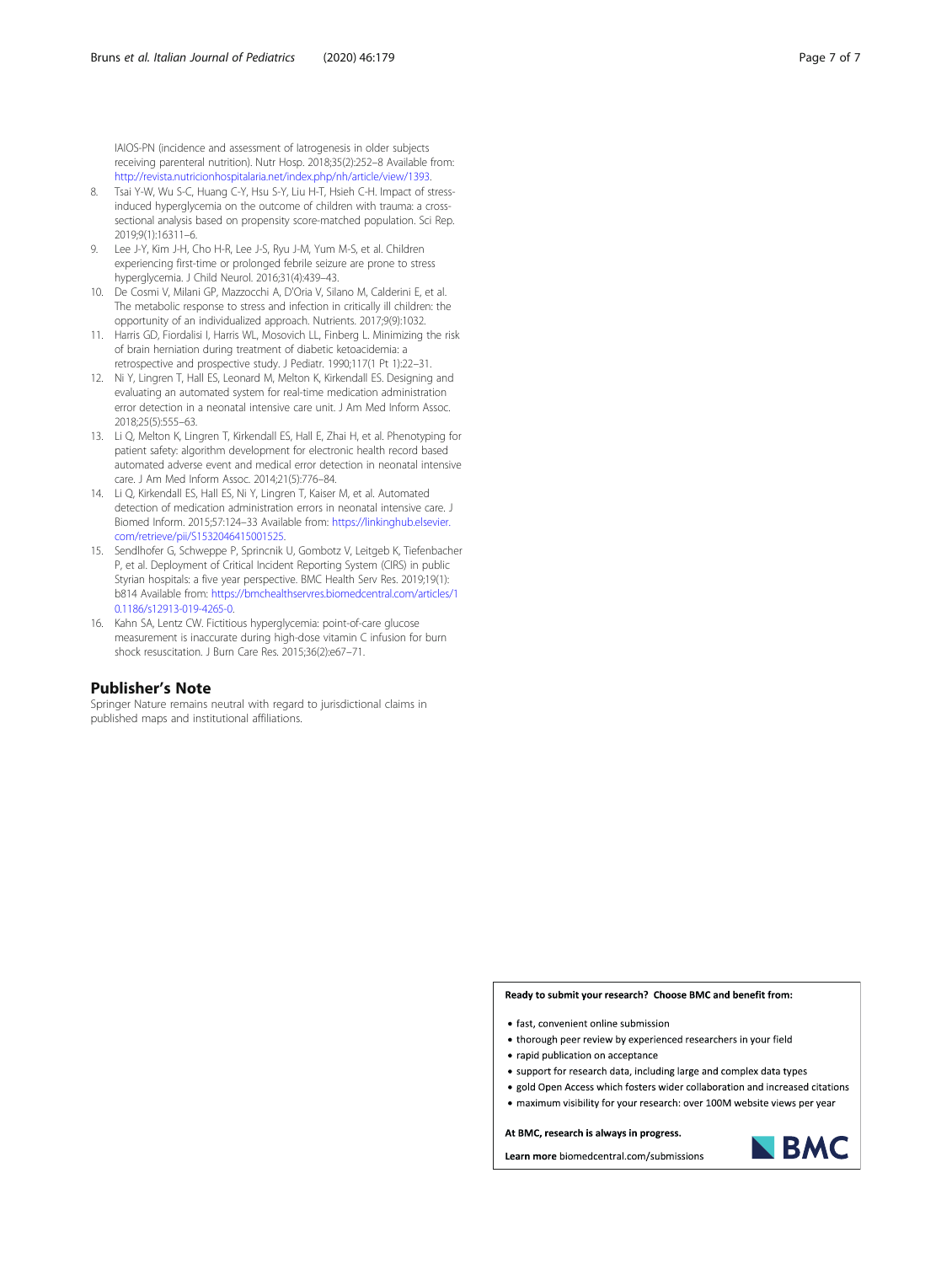IAIOS-PN (incidence and assessment of Iatrogenesis in older subjects receiving parenteral nutrition). Nutr Hosp. 2018;35(2):252–8 Available from: http://revista.nutricionhospitalaria.net/index.php/nh/article/view/1393.

8. Tsai Y-W, Wu S-C, Huang C-Y, Hsu S-Y, Liu H-T, Hsieh C-H. Impact of stress-induced hyperglycemia on the outcome of children with trauma: a cross-sectional analysis based on propensity score-matched population. Sci Rep. 2019;9(1):16311–6.
9. Lee J-Y, Kim J-H, Cho H-R, Lee J-S, Ryu J-M, Yum M-S, et al. Children experiencing first-time or prolonged febrile seizure are prone to stress hyperglycemia. J Child Neurol. 2016;31(4):439–43.
10. De Cosmi V, Milani GP, Mazzocchi A, D'Oria V, Silano M, Calderini E, et al. The metabolic response to stress and infection in critically ill children: the opportunity of an individualized approach. Nutrients. 2017;9(9):1032.
11. Harris GD, Fiordalisi I, Harris WL, Mosovich LL, Finberg L. Minimizing the risk of brain herniation during treatment of diabetic ketoacidemia: a retrospective and prospective study. J Pediatr. 1990;117(1 Pt 1):22–31.
12. Ni Y, Lingren T, Hall ES, Leonard M, Melton K, Kirkendall ES. Designing and evaluating an automated system for real-time medication administration error detection in a neonatal intensive care unit. J Am Med Inform Assoc. 2018;25(5):555–63.
13. Li Q, Melton K, Lingren T, Kirkendall ES, Hall E, Zhai H, et al. Phenotyping for patient safety: algorithm development for electronic health record based automated adverse event and medical error detection in neonatal intensive care. J Am Med Inform Assoc. 2014;21(5):776–84.
14. Li Q, Kirkendall ES, Hall ES, Ni Y, Lingren T, Kaiser M, et al. Automated detection of medication administration errors in neonatal intensive care. J Biomed Inform. 2015;57:124–33 Available from: https://linkinghub.elsevier.com/retrieve/pii/S1532046415001525.
15. Sendlhofer G, Schweppe P, Sprincnik U, Gombotz V, Leitgeb K, Tiefenbacher P, et al. Deployment of Critical Incident Reporting System (CIRS) in public Styrian hospitals: a five year perspective. BMC Health Serv Res. 2019;19(1): b814 Available from: https://bmchealthservres.biomedcentral.com/articles/10.1186/s12913-019-4265-0.
16. Kahn SA, Lentz CW. Fictitious hyperglycemia: point-of-care glucose measurement is inaccurate during high-dose vitamin C infusion for burn shock resuscitation. J Burn Care Res. 2015;36(2):e67–71.

## Publisher's Note

Springer Nature remains neutral with regard to jurisdictional claims in published maps and institutional affiliations.

**Ready to submit your research? Choose BMC and benefit from:**

- fast, convenient online submission
- thorough peer review by experienced researchers in your field
- rapid publication on acceptance
- support for research data, including large and complex data types
- gold Open Access which fosters wider collaboration and increased citations
- maximum visibility for your research: over 100M website views per year

**At BMC, research is always in progress.**

**Learn more** biomedcentral.com/submissions

BMC